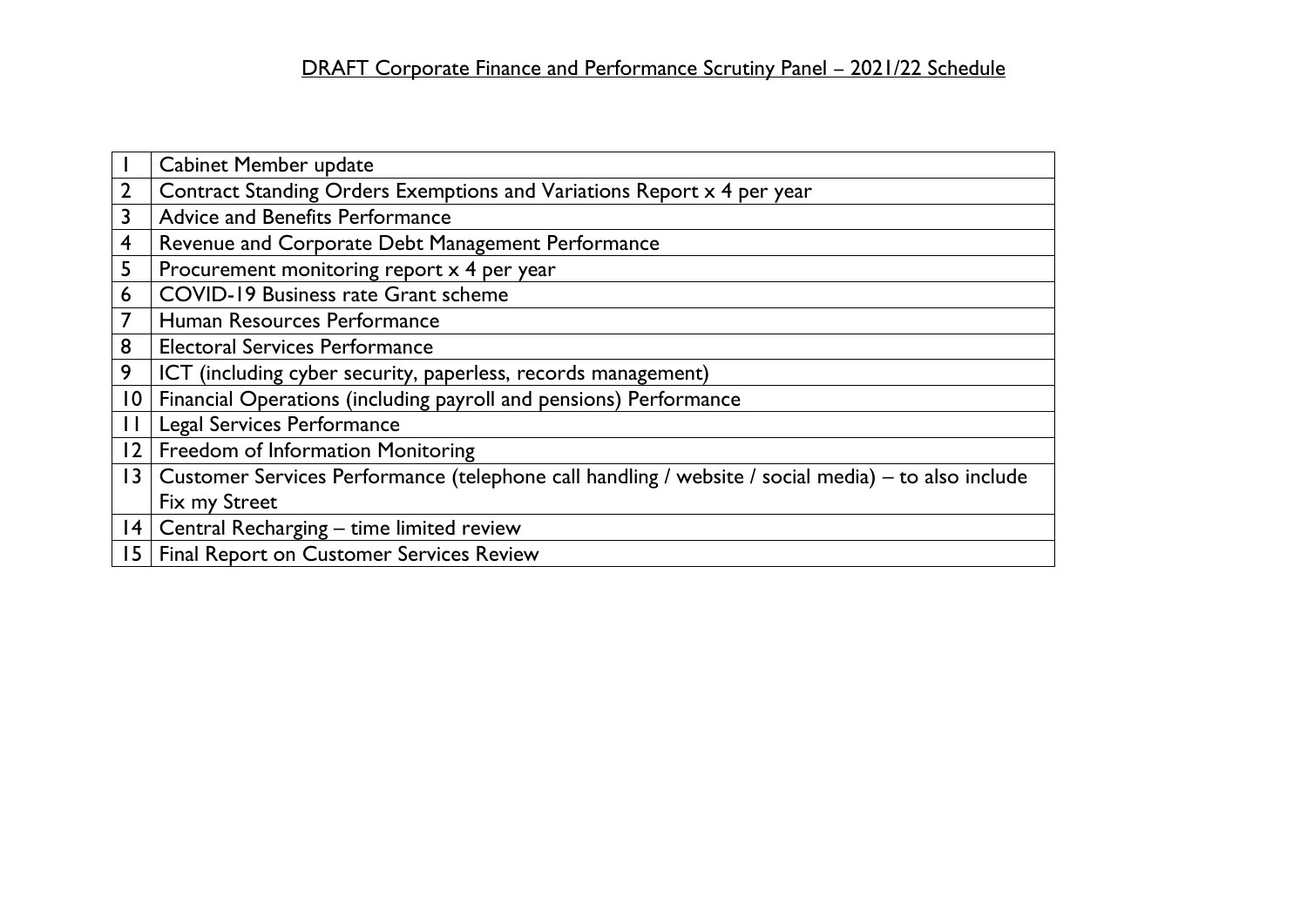# DRAFT Corporate Finance and Performance Scrutiny Panel – 2021/22 Schedule

| | |
|---|---|
| 1 | Cabinet Member update |
| 2 | Contract Standing Orders Exemptions and Variations Report x 4 per year |
| 3 | Advice and Benefits Performance |
| 4 | Revenue and Corporate Debt Management Performance |
| 5 | Procurement monitoring report x 4 per year |
| 6 | COVID-19 Business rate Grant scheme |
| 7 | Human Resources Performance |
| 8 | Electoral Services Performance |
| 9 | ICT (including cyber security, paperless, records management) |
| 10 | Financial Operations (including payroll and pensions) Performance |
| 11 | Legal Services Performance |
| 12 | Freedom of Information Monitoring |
| 13 | Customer Services Performance (telephone call handling / website / social media) – to also include Fix my Street |
| 14 | Central Recharging – time limited review |
| 15 | Final Report on Customer Services Review |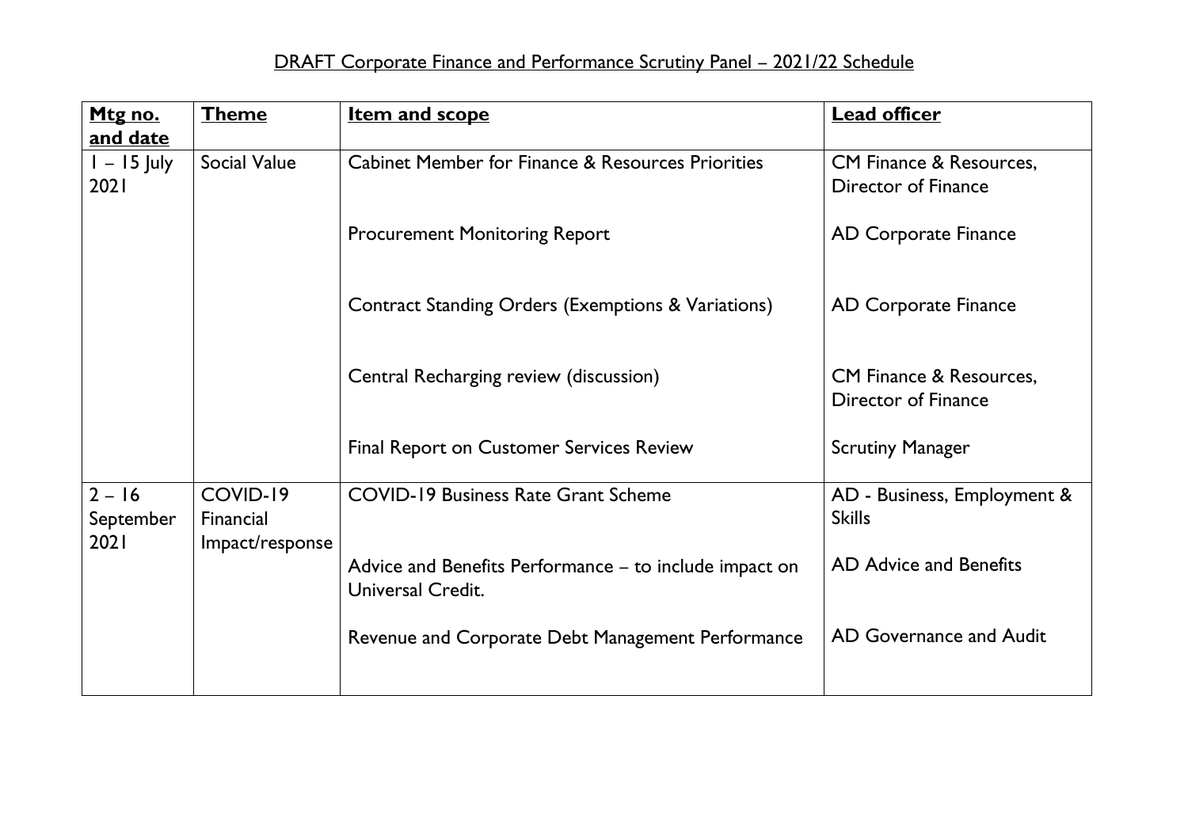DRAFT Corporate Finance and Performance Scrutiny Panel – 2021/22 Schedule

| Mtg no. and date | Theme | Item and scope | Lead officer |
|---|---|---|---|
| 1 – 15 July 2021 | Social Value | Cabinet Member for Finance & Resources Priorities | CM Finance & Resources, Director of Finance |
| | | Procurement Monitoring Report | AD Corporate Finance |
| | | Contract Standing Orders (Exemptions & Variations) | AD Corporate Finance |
| | | Central Recharging review (discussion) | CM Finance & Resources, Director of Finance |
| | | Final Report on Customer Services Review | Scrutiny Manager |
| 2 – 16 September 2021 | COVID-19 Financial Impact/response | COVID-19 Business Rate Grant Scheme | AD - Business, Employment & Skills |
| | | Advice and Benefits Performance – to include impact on Universal Credit. | AD Advice and Benefits |
| | | Revenue and Corporate Debt Management Performance | AD Governance and Audit |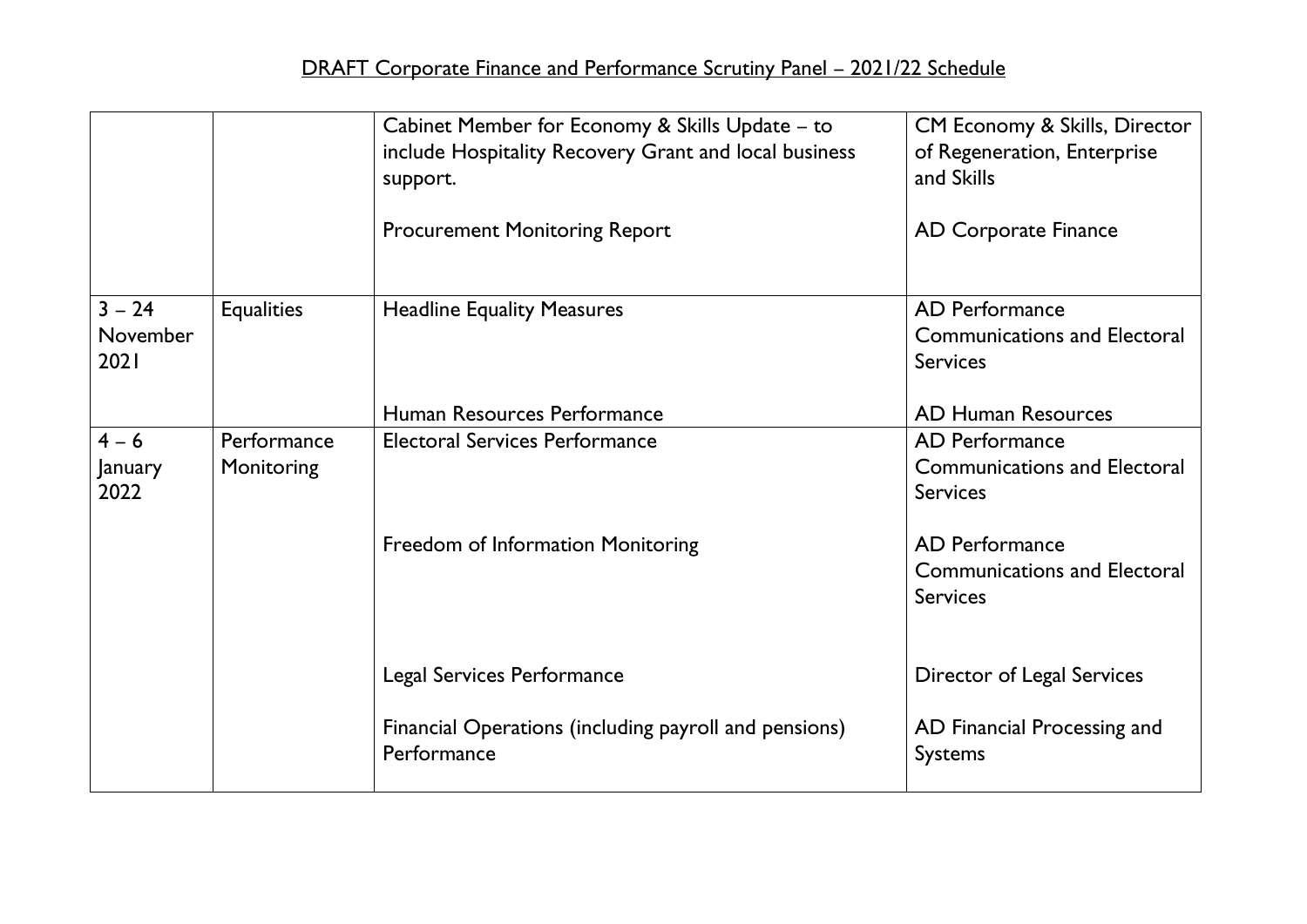## DRAFT Corporate Finance and Performance Scrutiny Panel – 2021/22 Schedule

| | | | |
|---|---|---|---|
| | | Cabinet Member for Economy & Skills Update – to include Hospitality Recovery Grant and local business support.<br><br>Procurement Monitoring Report | CM Economy & Skills, Director of Regeneration, Enterprise and Skills<br><br>AD Corporate Finance |
| 3 – 24 November 2021 | Equalities | Headline Equality Measures<br><br>Human Resources Performance | AD Performance Communications and Electoral Services<br><br>AD Human Resources |
| 4 – 6 January 2022 | Performance Monitoring | Electoral Services Performance<br><br>Freedom of Information Monitoring<br><br>Legal Services Performance<br><br>Financial Operations (including payroll and pensions) Performance | AD Performance Communications and Electoral Services<br><br>AD Performance Communications and Electoral Services<br><br>Director of Legal Services<br><br>AD Financial Processing and Systems |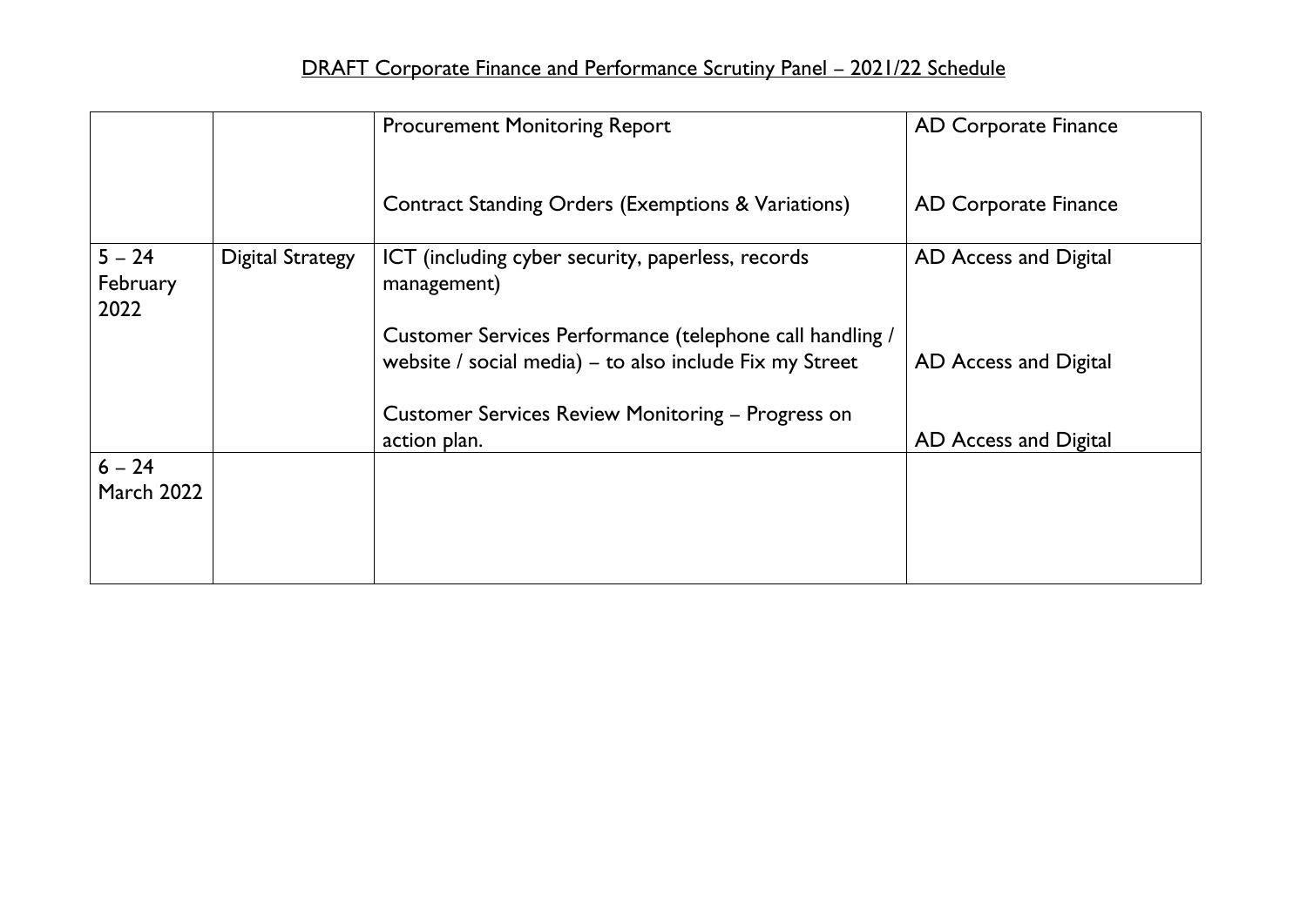DRAFT Corporate Finance and Performance Scrutiny Panel – 2021/22 Schedule

| | | | |
|---|---|---|---|
| | | Procurement Monitoring Report<br><br>Contract Standing Orders (Exemptions & Variations) | AD Corporate Finance<br><br>AD Corporate Finance |
| 5 – 24 February 2022 | Digital Strategy | ICT (including cyber security, paperless, records management)<br><br>Customer Services Performance (telephone call handling / website / social media) – to also include Fix my Street<br><br>Customer Services Review Monitoring – Progress on action plan. | AD Access and Digital<br><br>AD Access and Digital<br><br>AD Access and Digital |
| 6 – 24 March 2022 | | | |